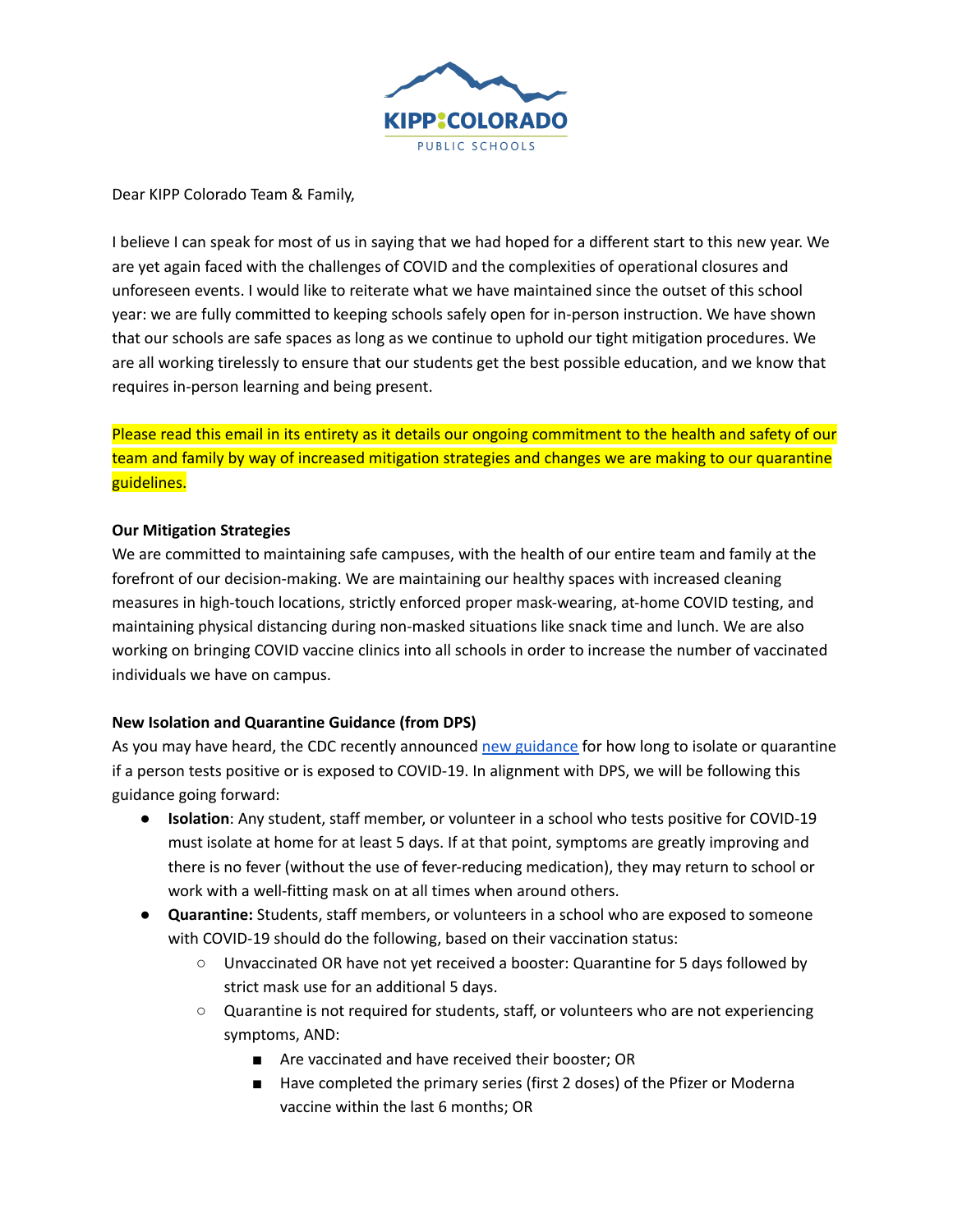Dear KIPP Colorado Team & Family,

I believe I can speak for most of us in saying that we had hoped for a different start to this new year. We are yet again faced with the challenges of COVID and the complexities of operational closures and unforeseen events. I would like to reiterate what we have maintained since the outset of this school year: we are fully committed to keeping schools safely open for in-person instruction. We have shown that our schools are safe spaces as long as we continue to uphold our tight mitigation procedures. We are all working tirelessly to ensure that our students get the best possible education, and we know that requires in-person learning and being present.

Please read this email in its entirety as it details our ongoing commitment to the health and safety of our team and family by way of increased mitigation strategies and changes we are making to our quarantine guidelines.

**Our Mitigation Strategies**

We are committed to maintaining safe campuses, with the health of our entire team and family at the forefront of our decision-making. We are maintaining our healthy spaces with increased cleaning measures in high-touch locations, strictly enforced proper mask-wearing, at-home COVID testing, and maintaining physical distancing during non-masked situations like snack time and lunch. We are also working on bringing COVID vaccine clinics into all schools in order to increase the number of vaccinated individuals we have on campus.

**New Isolation and Quarantine Guidance (from DPS)**

As you may have heard, the CDC recently announced [new guidance](#) for how long to isolate or quarantine if a person tests positive or is exposed to COVID-19. In alignment with DPS, we will be following this guidance going forward:

- **Isolation**: Any student, staff member, or volunteer in a school who tests positive for COVID-19 must isolate at home for at least 5 days. If at that point, symptoms are greatly improving and there is no fever (without the use of fever-reducing medication), they may return to school or work with a well-fitting mask on at all times when around others.
- **Quarantine:** Students, staff members, or volunteers in a school who are exposed to someone with COVID-19 should do the following, based on their vaccination status:
  - Unvaccinated OR have not yet received a booster: Quarantine for 5 days followed by strict mask use for an additional 5 days.
  - Quarantine is not required for students, staff, or volunteers who are not experiencing symptoms, AND:
    - Are vaccinated and have received their booster; OR
    - Have completed the primary series (first 2 doses) of the Pfizer or Moderna vaccine within the last 6 months; OR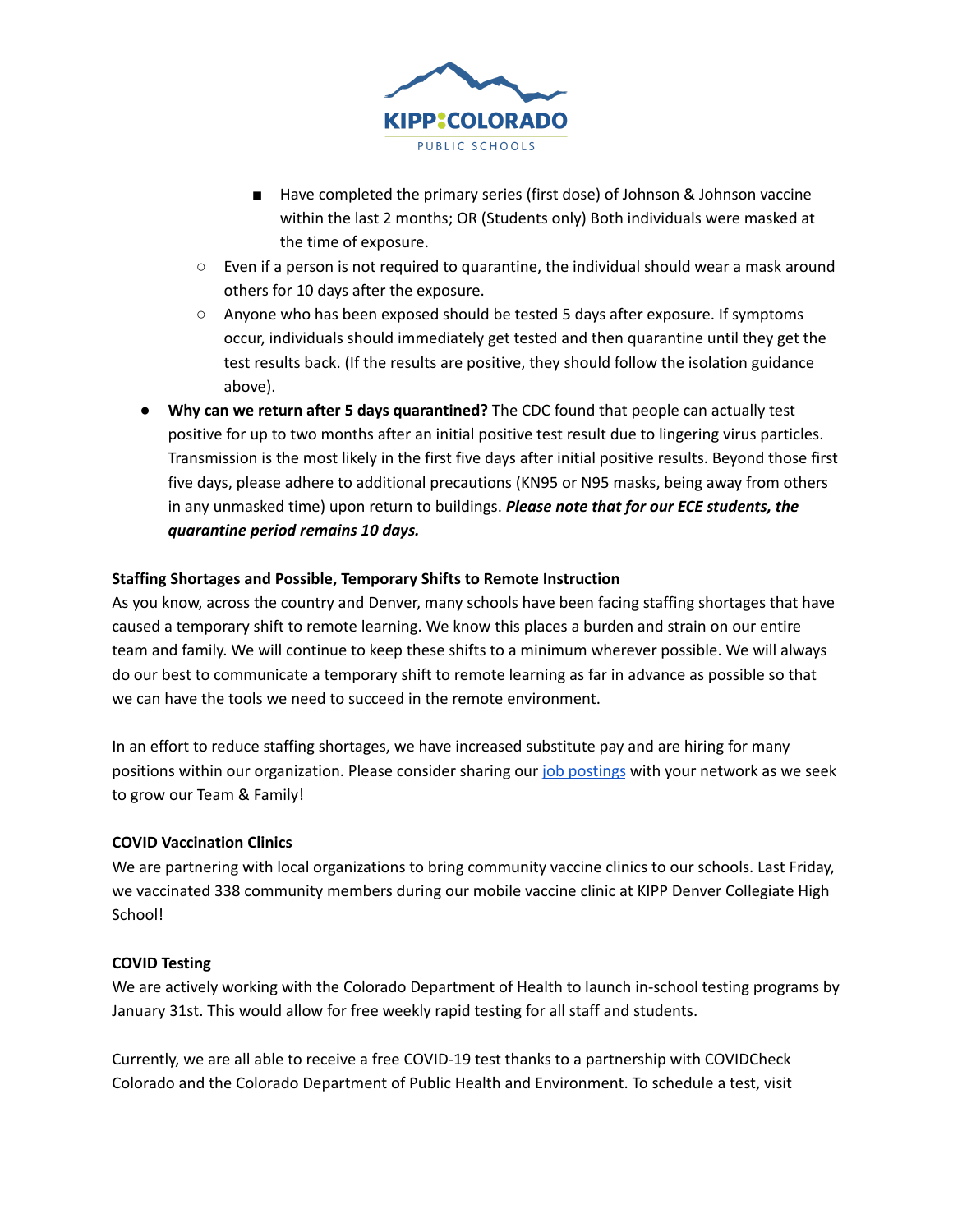- Have completed the primary series (first dose) of Johnson & Johnson vaccine within the last 2 months; OR (Students only) Both individuals were masked at the time of exposure.
    - Even if a person is not required to quarantine, the individual should wear a mask around others for 10 days after the exposure.
    - Anyone who has been exposed should be tested 5 days after exposure. If symptoms occur, individuals should immediately get tested and then quarantine until they get the test results back. (If the results are positive, they should follow the isolation guidance above).
- **Why can we return after 5 days quarantined?** The CDC found that people can actually test positive for up to two months after an initial positive test result due to lingering virus particles. Transmission is the most likely in the first five days after initial positive results. Beyond those first five days, please adhere to additional precautions (KN95 or N95 masks, being away from others in any unmasked time) upon return to buildings. ***Please note that for our ECE students, the quarantine period remains 10 days.***

**Staffing Shortages and Possible, Temporary Shifts to Remote Instruction**

As you know, across the country and Denver, many schools have been facing staffing shortages that have caused a temporary shift to remote learning. We know this places a burden and strain on our entire team and family. We will continue to keep these shifts to a minimum wherever possible. We will always do our best to communicate a temporary shift to remote learning as far in advance as possible so that we can have the tools we need to succeed in the remote environment.

In an effort to reduce staffing shortages, we have increased substitute pay and are hiring for many positions within our organization. Please consider sharing our job postings with your network as we seek to grow our Team & Family!

**COVID Vaccination Clinics**

We are partnering with local organizations to bring community vaccine clinics to our schools. Last Friday, we vaccinated 338 community members during our mobile vaccine clinic at KIPP Denver Collegiate High School!

**COVID Testing**

We are actively working with the Colorado Department of Health to launch in-school testing programs by January 31st. This would allow for free weekly rapid testing for all staff and students.

Currently, we are all able to receive a free COVID-19 test thanks to a partnership with COVIDCheck Colorado and the Colorado Department of Public Health and Environment. To schedule a test, visit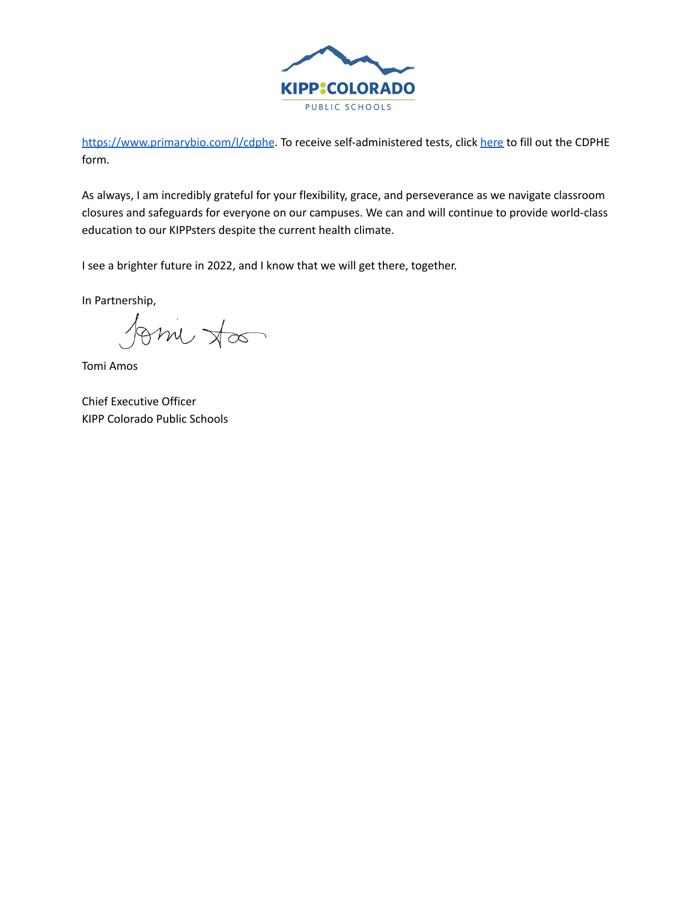https://www.primarybio.com/l/cdphe. To receive self-administered tests, click here to fill out the CDPHE form.

As always, I am incredibly grateful for your flexibility, grace, and perseverance as we navigate classroom closures and safeguards for everyone on our campuses. We can and will continue to provide world-class education to our KIPPsters despite the current health climate.

I see a brighter future in 2022, and I know that we will get there, together.

In Partnership,

Tomi Amos

Chief Executive Officer
KIPP Colorado Public Schools